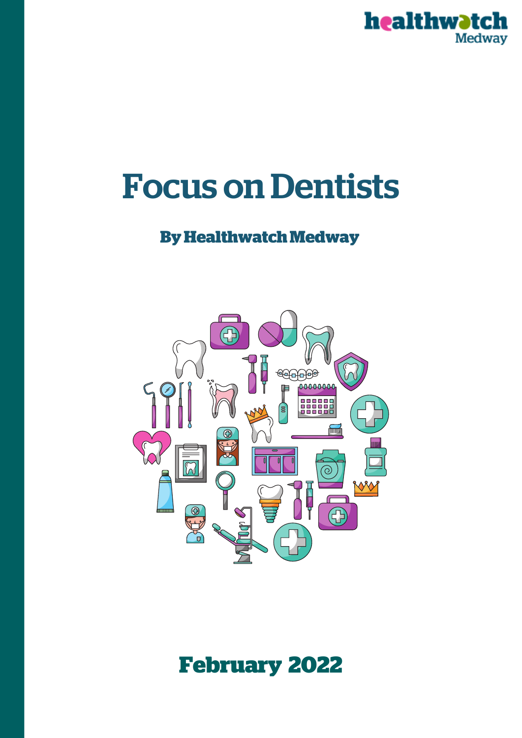healthwatch Medway

# Focus on Dentists

## By Healthwatch Medway

**February 2022**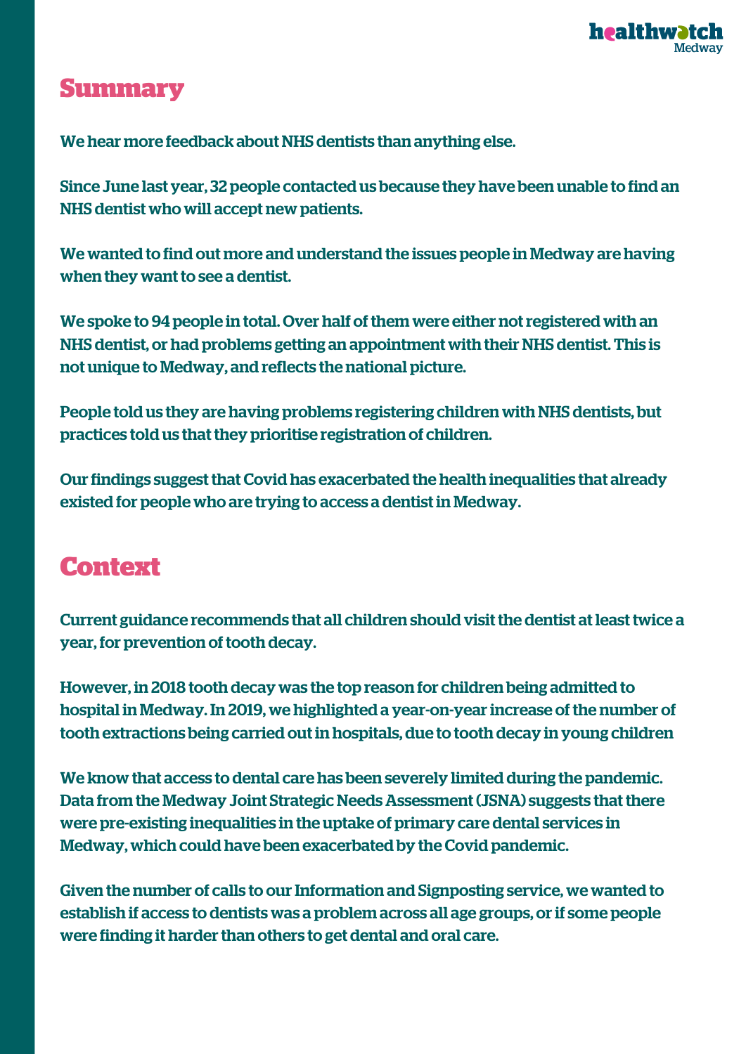## Summary

We hear more feedback about NHS dentists than anything else.

Since June last year, 32 people contacted us because they have been unable to find an NHS dentist who will accept new patients.

We wanted to find out more and understand the issues people in Medway are having when they want to see a dentist.

We spoke to 94 people in total. Over half of them were either not registered with an NHS dentist, or had problems getting an appointment with their NHS dentist. This is not unique to Medway, and reflects the national picture.

People told us they are having problems registering children with NHS dentists, but practices told us that they prioritise registration of children.

Our findings suggest that Covid has exacerbated the health inequalities that already existed for people who are trying to access a dentist in Medway.

## Context

Current guidance recommends that all children should visit the dentist at least twice a year, for prevention of tooth decay.

However, in 2018 tooth decay was the top reason for children being admitted to hospital in Medway. In 2019, we highlighted a year-on-year increase of the number of tooth extractions being carried out in hospitals, due to tooth decay in young children

We know that access to dental care has been severely limited during the pandemic. Data from the Medway Joint Strategic Needs Assessment (JSNA) suggests that there were pre-existing inequalities in the uptake of primary care dental services in Medway, which could have been exacerbated by the Covid pandemic.

Given the number of calls to our Information and Signposting service, we wanted to establish if access to dentists was a problem across all age groups, or if some people were finding it harder than others to get dental and oral care.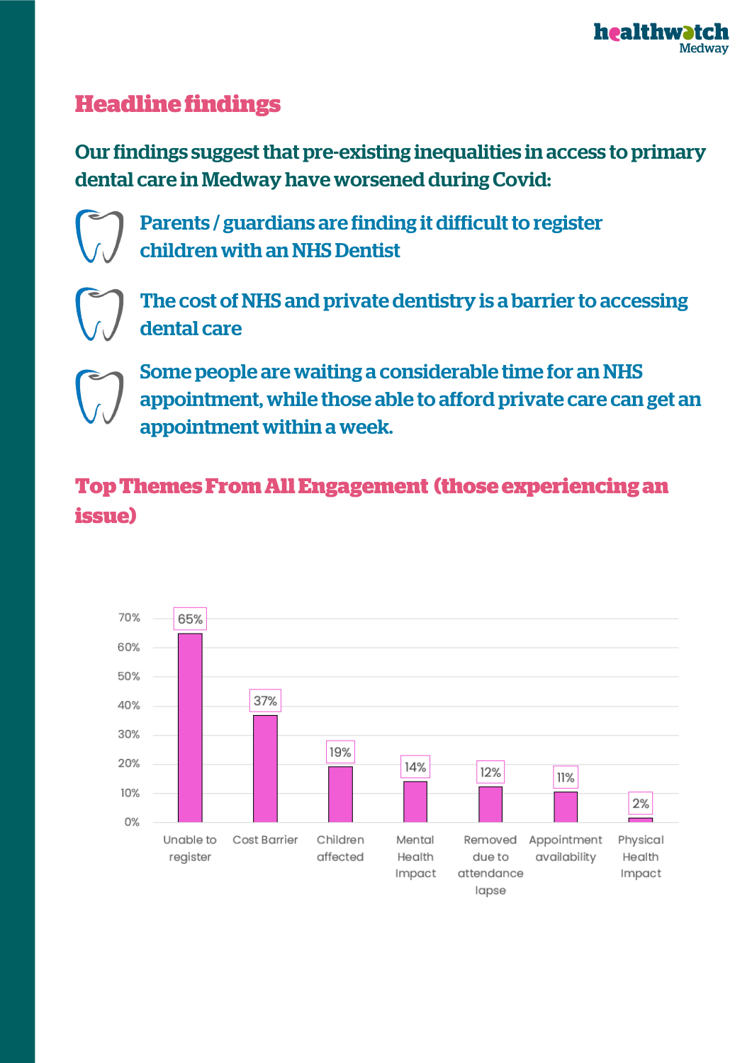## Headline findings

Our findings suggest that pre-existing inequalities in access to primary dental care in Medway have worsened during Covid:

- Parents / guardians are finding it difficult to register children with an NHS Dentist
- The cost of NHS and private dentistry is a barrier to accessing dental care
- Some people are waiting a considerable time for an NHS appointment, while those able to afford private care can get an appointment within a week.

## Top Themes From All Engagement (those experiencing an issue)

| Theme | Percentage |
| --- | --- |
| Unable to register | 65% |
| Cost Barrier | 37% |
| Children affected | 19% |
| Mental Health Impact | 14% |
| Removed due to attendance lapse | 12% |
| Appointment availability | 11% |
| Physical Health Impact | 2% |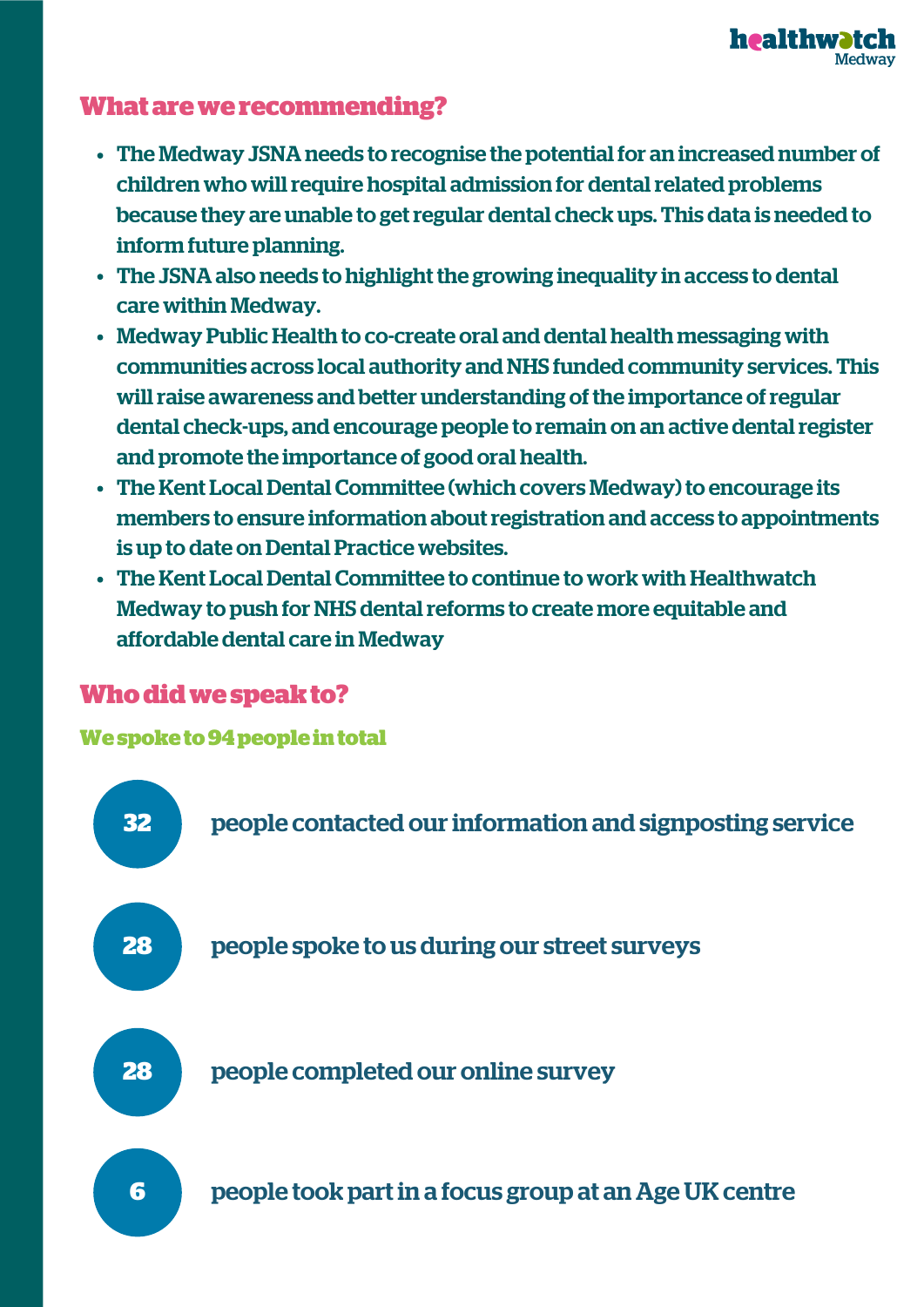## What are we recommending?

- The Medway JSNA needs to recognise the potential for an increased number of children who will require hospital admission for dental related problems because they are unable to get regular dental check ups. This data is needed to inform future planning.
- The JSNA also needs to highlight the growing inequality in access to dental care within Medway.
- Medway Public Health to co-create oral and dental health messaging with communities across local authority and NHS funded community services. This will raise awareness and better understanding of the importance of regular dental check-ups, and encourage people to remain on an active dental register and promote the importance of good oral health.
- The Kent Local Dental Committee (which covers Medway) to encourage its members to ensure information about registration and access to appointments is up to date on Dental Practice websites.
- The Kent Local Dental Committee to continue to work with Healthwatch Medway to push for NHS dental reforms to create more equitable and affordable dental care in Medway

## Who did we speak to?

### We spoke to 94 people in total

**32** people contacted our information and signposting service

**28** people spoke to us during our street surveys

**28** people completed our online survey

**6** people took part in a focus group at an Age UK centre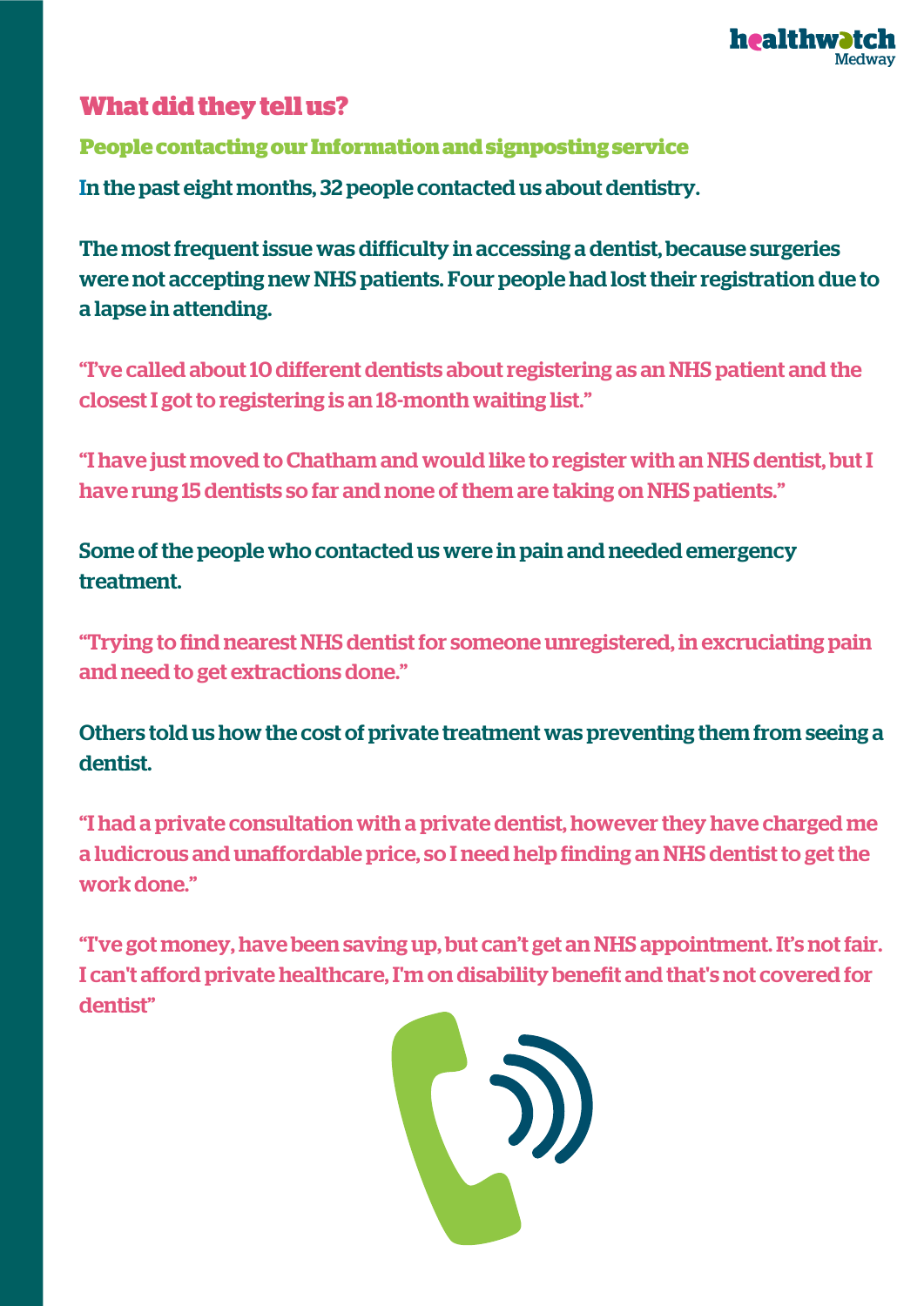## What did they tell us?

### People contacting our Information and signposting service

In the past eight months, 32 people contacted us about dentistry.

The most frequent issue was difficulty in accessing a dentist, because surgeries were not accepting new NHS patients. Four people had lost their registration due to a lapse in attending.

"I've called about 10 different dentists about registering as an NHS patient and the closest I got to registering is an 18-month waiting list."

"I have just moved to Chatham and would like to register with an NHS dentist, but I have rung 15 dentists so far and none of them are taking on NHS patients."

Some of the people who contacted us were in pain and needed emergency treatment.

"Trying to find nearest NHS dentist for someone unregistered, in excruciating pain and need to get extractions done."

Others told us how the cost of private treatment was preventing them from seeing a dentist.

"I had a private consultation with a private dentist, however they have charged me a ludicrous and unaffordable price, so I need help finding an NHS dentist to get the work done."

"I've got money, have been saving up, but can't get an NHS appointment. It's not fair. I can't afford private healthcare, I'm on disability benefit and that's not covered for dentist"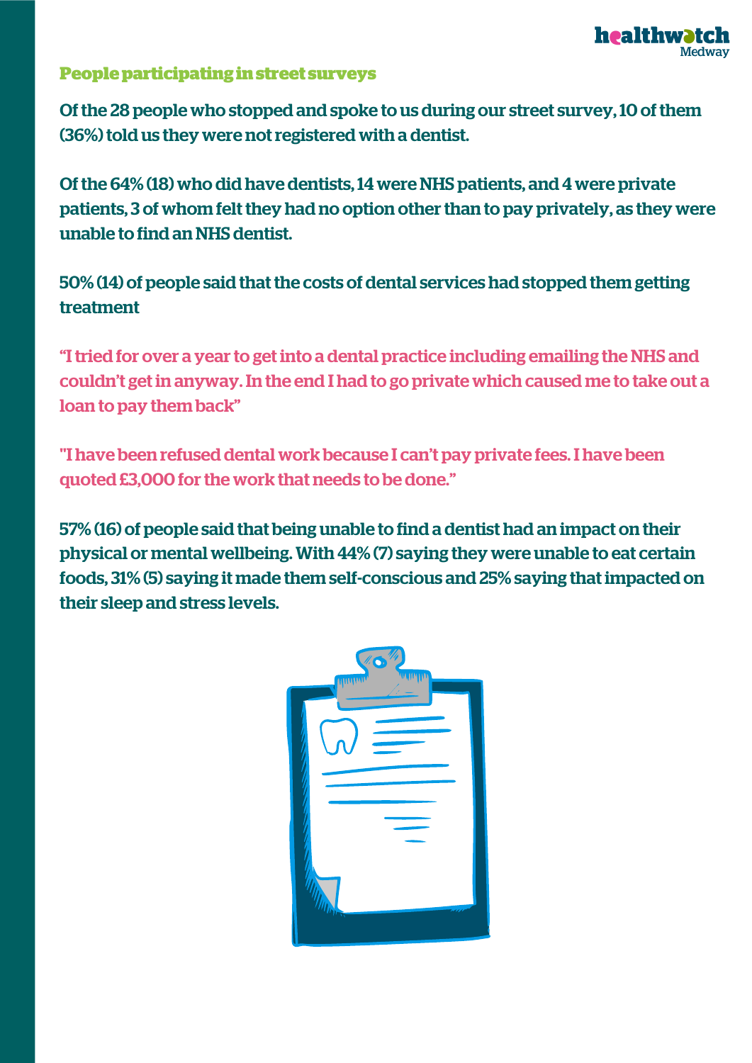## People participating in street surveys

Of the 28 people who stopped and spoke to us during our street survey, 10 of them (36%) told us they were not registered with a dentist.

Of the 64% (18) who did have dentists, 14 were NHS patients, and 4 were private patients, 3 of whom felt they had no option other than to pay privately, as they were unable to find an NHS dentist.

50% (14) of people said that the costs of dental services had stopped them getting treatment

"I tried for over a year to get into a dental practice including emailing the NHS and couldn't get in anyway. In the end I had to go private which caused me to take out a loan to pay them back"

"I have been refused dental work because I can't pay private fees. I have been quoted £3,000 for the work that needs to be done."

57% (16) of people said that being unable to find a dentist had an impact on their physical or mental wellbeing. With 44% (7) saying they were unable to eat certain foods, 31% (5) saying it made them self-conscious and 25% saying that impacted on their sleep and stress levels.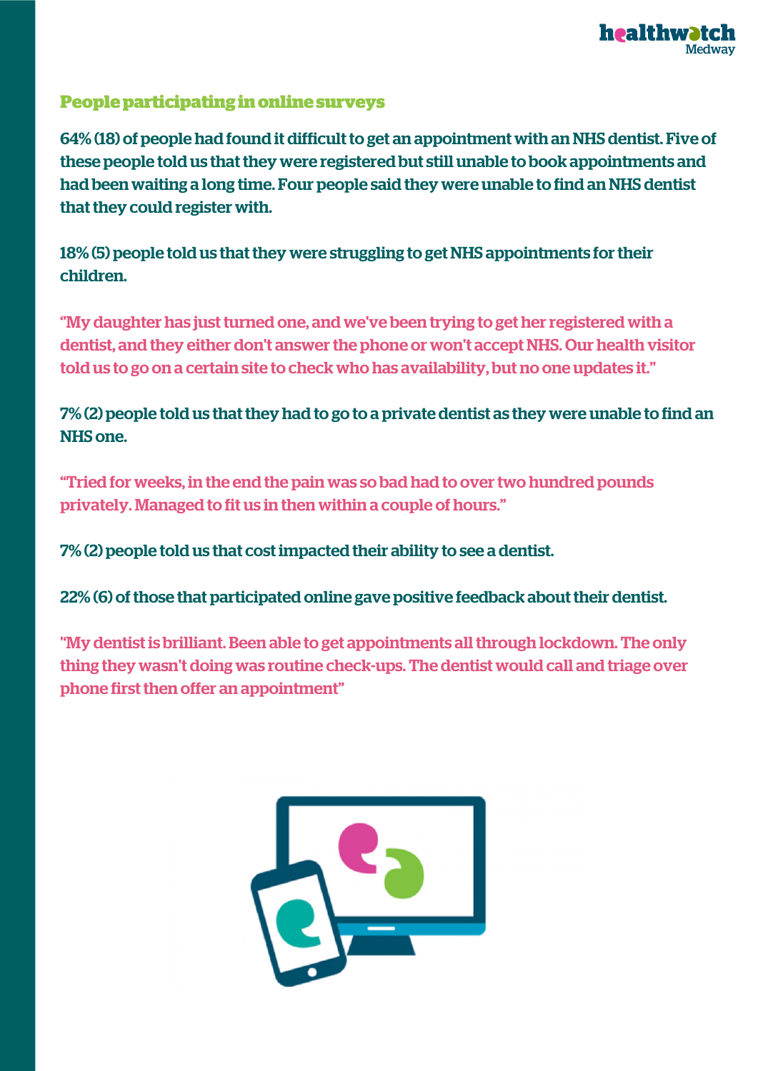## People participating in online surveys

64% (18) of people had found it difficult to get an appointment with an NHS dentist. Five of these people told us that they were registered but still unable to book appointments and had been waiting a long time. Four people said they were unable to find an NHS dentist that they could register with.

18% (5) people told us that they were struggling to get NHS appointments for their children.

"My daughter has just turned one, and we've been trying to get her registered with a dentist, and they either don't answer the phone or won't accept NHS. Our health visitor told us to go on a certain site to check who has availability, but no one updates it."

7% (2) people told us that they had to go to a private dentist as they were unable to find an NHS one.

"Tried for weeks, in the end the pain was so bad had to over two hundred pounds privately. Managed to fit us in then within a couple of hours."

7% (2) people told us that cost impacted their ability to see a dentist.

22% (6) of those that participated online gave positive feedback about their dentist.

"My dentist is brilliant. Been able to get appointments all through lockdown. The only thing they wasn't doing was routine check-ups. The dentist would call and triage over phone first then offer an appointment"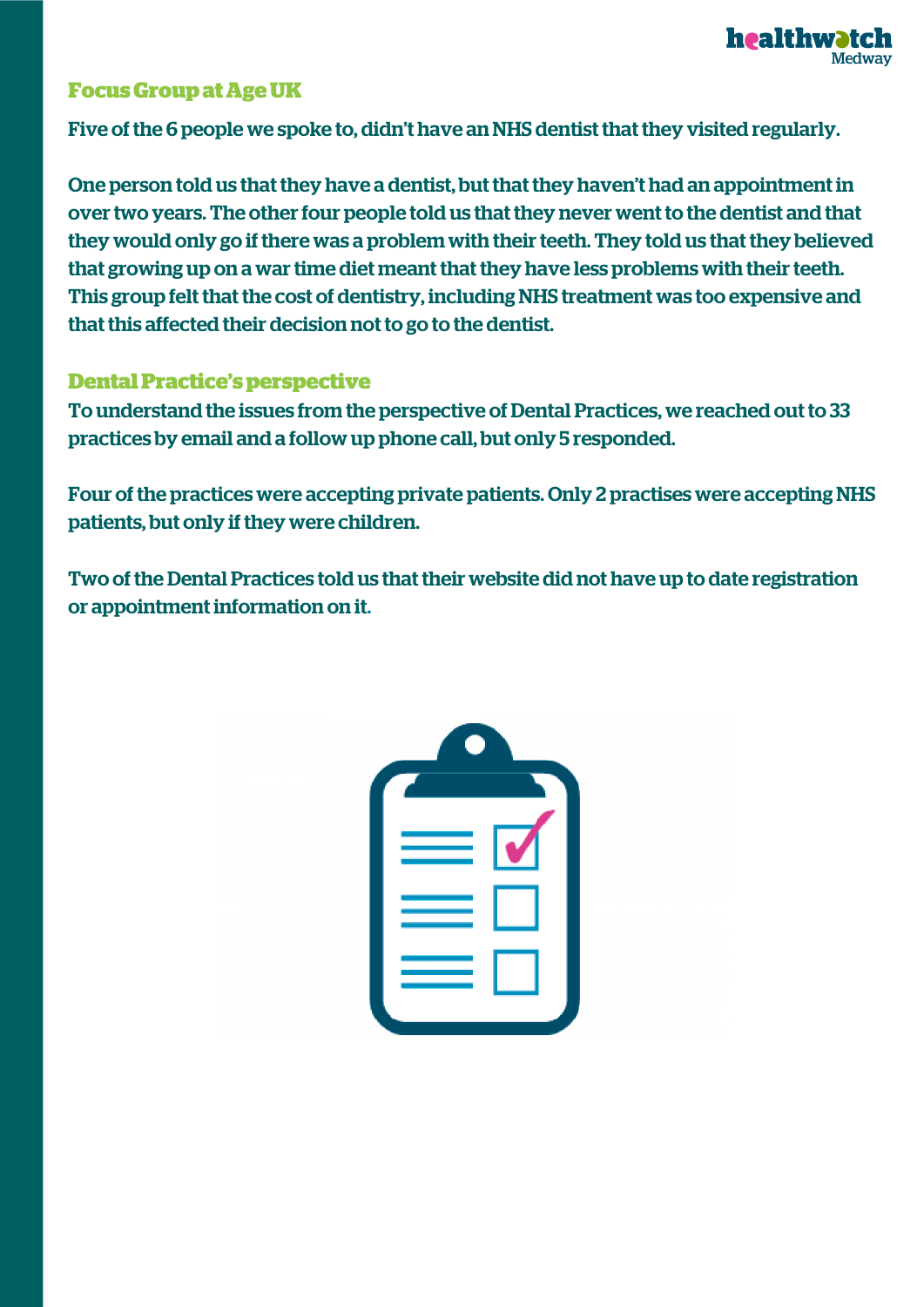## Focus Group at Age UK

Five of the 6 people we spoke to, didn't have an NHS dentist that they visited regularly.

One person told us that they have a dentist, but that they haven't had an appointment in over two years. The other four people told us that they never went to the dentist and that they would only go if there was a problem with their teeth. They told us that they believed that growing up on a war time diet meant that they have less problems with their teeth. This group felt that the cost of dentistry, including NHS treatment was too expensive and that this affected their decision not to go to the dentist.

## Dental Practice's perspective

To understand the issues from the perspective of Dental Practices, we reached out to 33 practices by email and a follow up phone call, but only 5 responded.

Four of the practices were accepting private patients. Only 2 practises were accepting NHS patients, but only if they were children.

Two of the Dental Practices told us that their website did not have up to date registration or appointment information on it.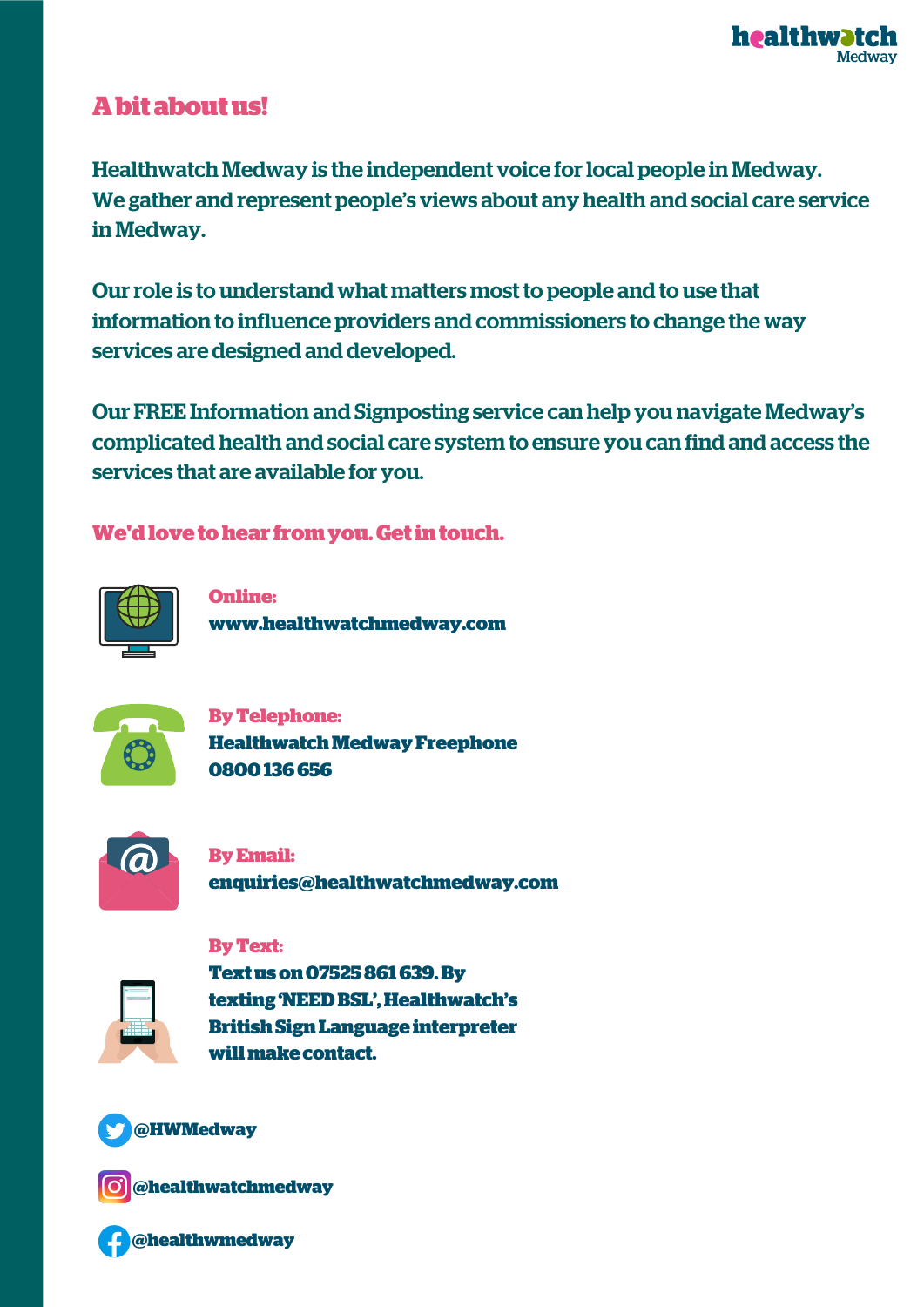## A bit about us!

Healthwatch Medway is the independent voice for local people in Medway. We gather and represent people's views about any health and social care service in Medway.

Our role is to understand what matters most to people and to use that information to influence providers and commissioners to change the way services are designed and developed.

Our FREE Information and Signposting service can help you navigate Medway's complicated health and social care system to ensure you can find and access the services that are available for you.

### We'd love to hear from you. Get in touch.

**Online:**
**www.healthwatchmedway.com**

**By Telephone:**
**Healthwatch Medway Freephone**
**0800 136 656**

**By Email:**
**enquiries@healthwatchmedway.com**

**By Text:**
**Text us on 07525 861 639. By texting 'NEED BSL', Healthwatch's British Sign Language interpreter will make contact.**

**@HWMedway**

**@healthwatchmedway**

**@healthwmedway**